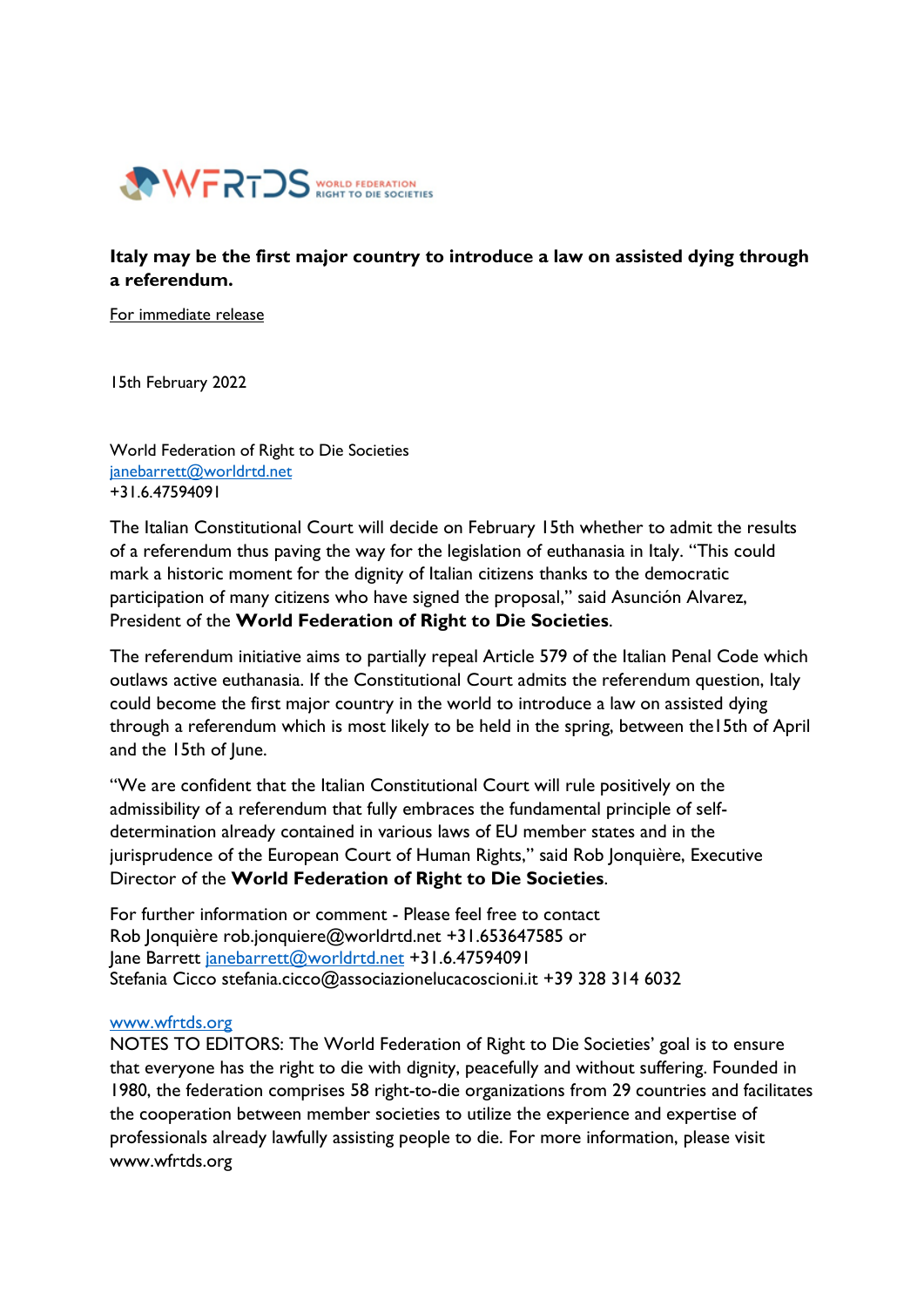WFRTDS WORLD FEDERATION RIGHT TO DIE SOCIETIES

**Italy may be the first major country to introduce a law on assisted dying through a referendum.**

For immediate release

15th February 2022

World Federation of Right to Die Societies
janebarrett@worldrtd.net
+31.6.47594091

The Italian Constitutional Court will decide on February 15th whether to admit the results of a referendum thus paving the way for the legislation of euthanasia in Italy. "This could mark a historic moment for the dignity of Italian citizens thanks to the democratic participation of many citizens who have signed the proposal," said Asunción Alvarez, President of the **World Federation of Right to Die Societies**.

The referendum initiative aims to partially repeal Article 579 of the Italian Penal Code which outlaws active euthanasia. If the Constitutional Court admits the referendum question, Italy could become the first major country in the world to introduce a law on assisted dying through a referendum which is most likely to be held in the spring, between the15th of April and the 15th of June.

"We are confident that the Italian Constitutional Court will rule positively on the admissibility of a referendum that fully embraces the fundamental principle of self-determination already contained in various laws of EU member states and in the jurisprudence of the European Court of Human Rights," said Rob Jonquière, Executive Director of the **World Federation of Right to Die Societies**.

For further information or comment - Please feel free to contact
Rob Jonquière rob.jonquiere@worldrtd.net +31.653647585 or
Jane Barrett janebarrett@worldrtd.net +31.6.47594091
Stefania Cicco stefania.cicco@associazionelucacoscioni.it +39 328 314 6032

www.wfrtds.org
NOTES TO EDITORS: The World Federation of Right to Die Societies' goal is to ensure that everyone has the right to die with dignity, peacefully and without suffering. Founded in 1980, the federation comprises 58 right-to-die organizations from 29 countries and facilitates the cooperation between member societies to utilize the experience and expertise of professionals already lawfully assisting people to die. For more information, please visit www.wfrtds.org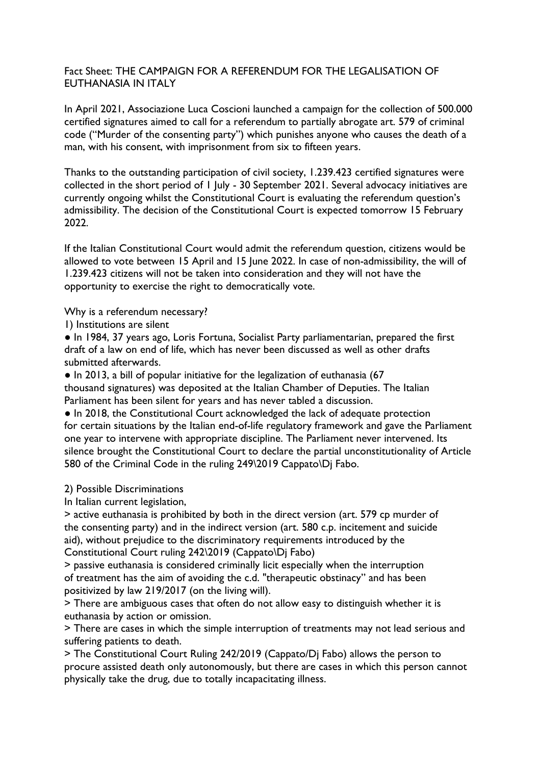Fact Sheet: THE CAMPAIGN FOR A REFERENDUM FOR THE LEGALISATION OF EUTHANASIA IN ITALY

In April 2021, Associazione Luca Coscioni launched a campaign for the collection of 500.000 certified signatures aimed to call for a referendum to partially abrogate art. 579 of criminal code ("Murder of the consenting party") which punishes anyone who causes the death of a man, with his consent, with imprisonment from six to fifteen years.

Thanks to the outstanding participation of civil society, 1.239.423 certified signatures were collected in the short period of 1 July - 30 September 2021. Several advocacy initiatives are currently ongoing whilst the Constitutional Court is evaluating the referendum question's admissibility. The decision of the Constitutional Court is expected tomorrow 15 February 2022.

If the Italian Constitutional Court would admit the referendum question, citizens would be allowed to vote between 15 April and 15 June 2022. In case of non-admissibility, the will of 1.239.423 citizens will not be taken into consideration and they will not have the opportunity to exercise the right to democratically vote.

Why is a referendum necessary?

1) Institutions are silent

- In 1984, 37 years ago, Loris Fortuna, Socialist Party parliamentarian, prepared the first draft of a law on end of life, which has never been discussed as well as other drafts submitted afterwards.
- In 2013, a bill of popular initiative for the legalization of euthanasia (67 thousand signatures) was deposited at the Italian Chamber of Deputies. The Italian Parliament has been silent for years and has never tabled a discussion.
- In 2018, the Constitutional Court acknowledged the lack of adequate protection for certain situations by the Italian end-of-life regulatory framework and gave the Parliament one year to intervene with appropriate discipline. The Parliament never intervened. Its silence brought the Constitutional Court to declare the partial unconstitutionality of Article 580 of the Criminal Code in the ruling 249\2019 Cappato\Dj Fabo.

2) Possible Discriminations

In Italian current legislation,

> active euthanasia is prohibited by both in the direct version (art. 579 cp murder of the consenting party) and in the indirect version (art. 580 c.p. incitement and suicide aid), without prejudice to the discriminatory requirements introduced by the Constitutional Court ruling 242\2019 (Cappato\Dj Fabo)

> passive euthanasia is considered criminally licit especially when the interruption of treatment has the aim of avoiding the c.d. "therapeutic obstinacy" and has been positivized by law 219/2017 (on the living will).

> There are ambiguous cases that often do not allow easy to distinguish whether it is euthanasia by action or omission.

> There are cases in which the simple interruption of treatments may not lead serious and suffering patients to death.

> The Constitutional Court Ruling 242/2019 (Cappato/Dj Fabo) allows the person to procure assisted death only autonomously, but there are cases in which this person cannot physically take the drug, due to totally incapacitating illness.